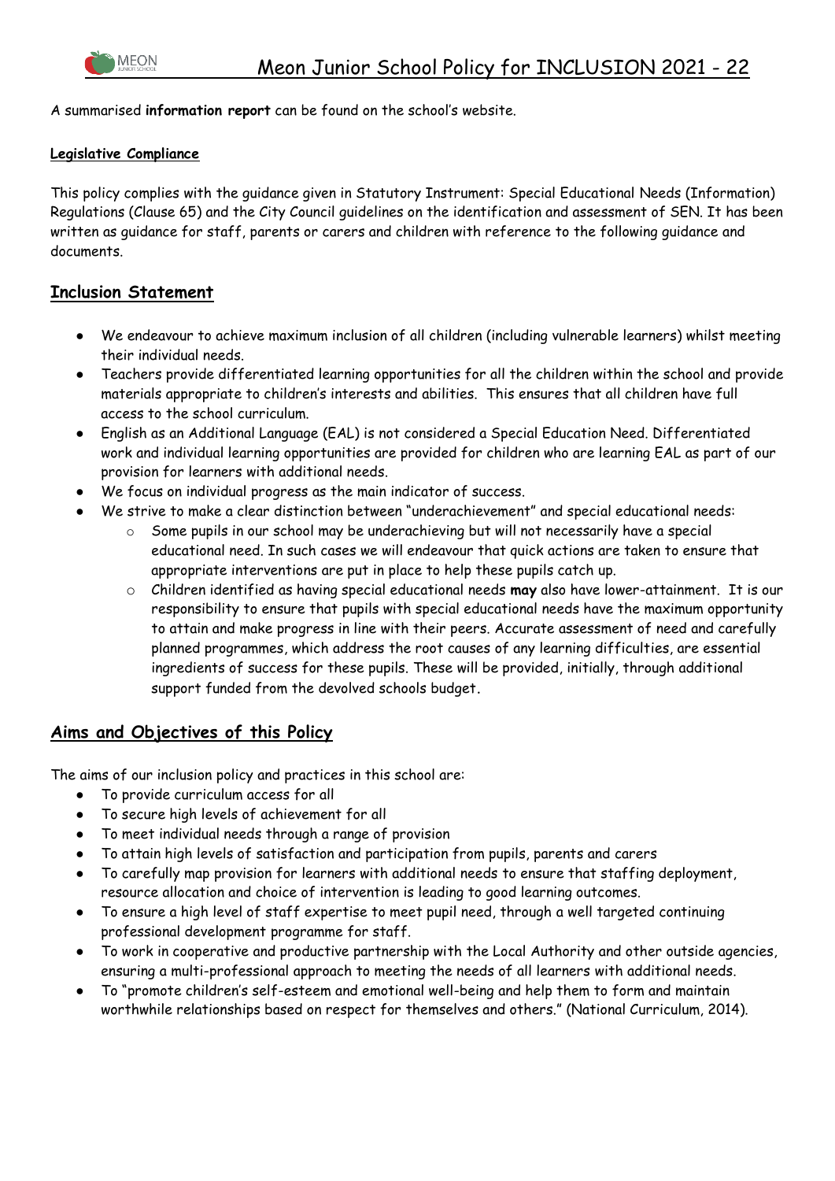A summarised **information report** can be found on the school's website.

#### Legislative Compliance

This policy complies with the guidance given in Statutory Instrument: Special Educational Needs (Information) Regulations (Clause 65) and the City Council guidelines on the identification and assessment of SEN. It has been written as guidance for staff, parents or carers and children with reference to the following guidance and documents.

## Inclusion Statement

- We endeavour to achieve maximum inclusion of all children (including vulnerable learners) whilst meeting their individual needs.
- Teachers provide differentiated learning opportunities for all the children within the school and provide materials appropriate to children's interests and abilities. This ensures that all children have full access to the school curriculum.
- English as an Additional Language (EAL) is not considered a Special Education Need. Differentiated work and individual learning opportunities are provided for children who are learning EAL as part of our provision for learners with additional needs.
- We focus on individual progress as the main indicator of success.
- We strive to make a clear distinction between "underachievement" and special educational needs:
  - Some pupils in our school may be underachieving but will not necessarily have a special educational need. In such cases we will endeavour that quick actions are taken to ensure that appropriate interventions are put in place to help these pupils catch up.
  - Children identified as having special educational needs **may** also have lower-attainment. It is our responsibility to ensure that pupils with special educational needs have the maximum opportunity to attain and make progress in line with their peers. Accurate assessment of need and carefully planned programmes, which address the root causes of any learning difficulties, are essential ingredients of success for these pupils. These will be provided, initially, through additional support funded from the devolved schools budget.

## Aims and Objectives of this Policy

The aims of our inclusion policy and practices in this school are:

- To provide curriculum access for all
- To secure high levels of achievement for all
- To meet individual needs through a range of provision
- To attain high levels of satisfaction and participation from pupils, parents and carers
- To carefully map provision for learners with additional needs to ensure that staffing deployment, resource allocation and choice of intervention is leading to good learning outcomes.
- To ensure a high level of staff expertise to meet pupil need, through a well targeted continuing professional development programme for staff.
- To work in cooperative and productive partnership with the Local Authority and other outside agencies, ensuring a multi-professional approach to meeting the needs of all learners with additional needs.
- To "promote children's self-esteem and emotional well-being and help them to form and maintain worthwhile relationships based on respect for themselves and others." (National Curriculum, 2014).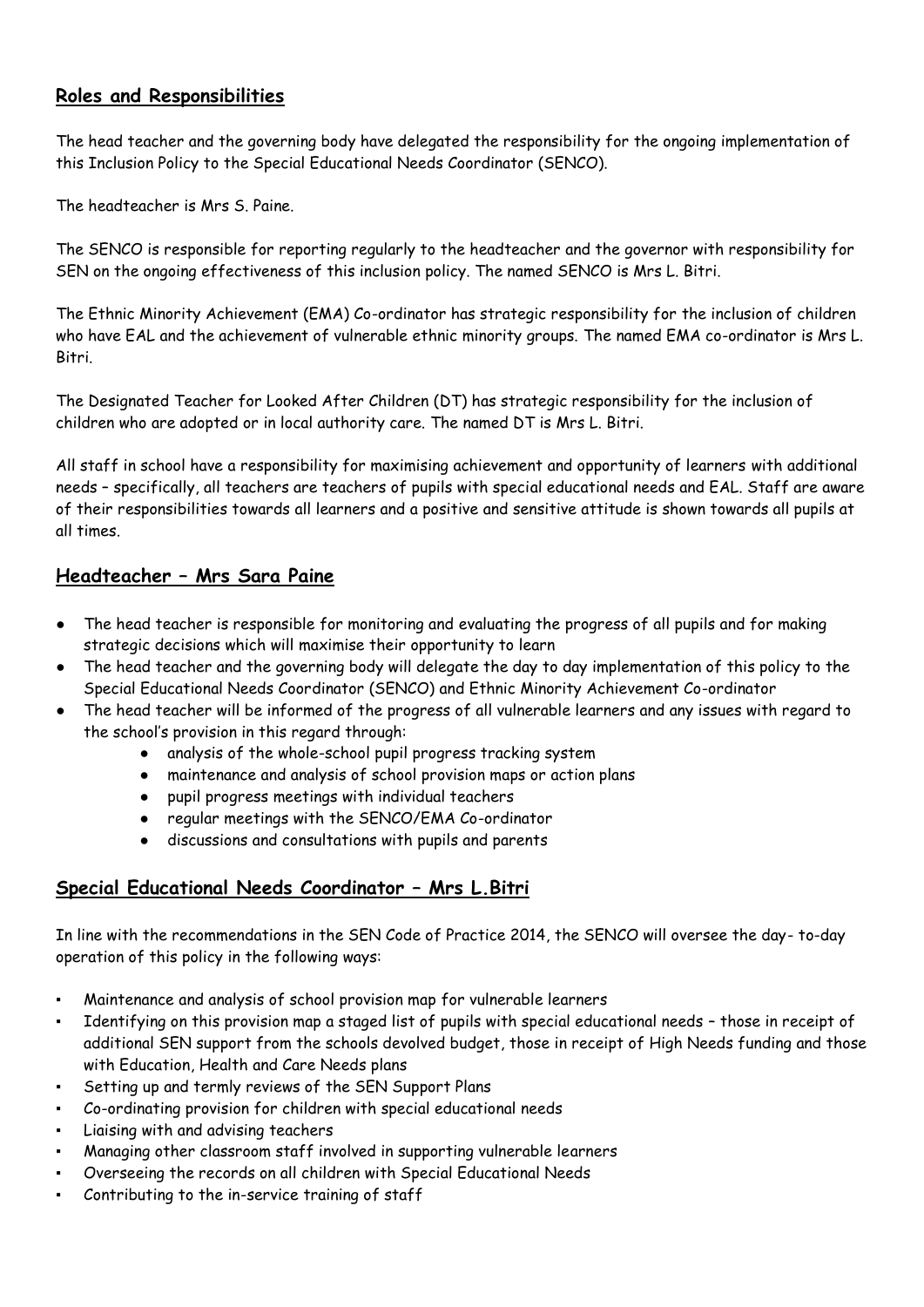## Roles and Responsibilities

The head teacher and the governing body have delegated the responsibility for the ongoing implementation of this Inclusion Policy to the Special Educational Needs Coordinator (SENCO).

The headteacher is Mrs S. Paine.

The SENCO is responsible for reporting regularly to the headteacher and the governor with responsibility for SEN on the ongoing effectiveness of this inclusion policy. The named SENCO is Mrs L. Bitri.

The Ethnic Minority Achievement (EMA) Co-ordinator has strategic responsibility for the inclusion of children who have EAL and the achievement of vulnerable ethnic minority groups. The named EMA co-ordinator is Mrs L. Bitri.

The Designated Teacher for Looked After Children (DT) has strategic responsibility for the inclusion of children who are adopted or in local authority care. The named DT is Mrs L. Bitri.

All staff in school have a responsibility for maximising achievement and opportunity of learners with additional needs – specifically, all teachers are teachers of pupils with special educational needs and EAL. Staff are aware of their responsibilities towards all learners and a positive and sensitive attitude is shown towards all pupils at all times.

## Headteacher – Mrs Sara Paine

- The head teacher is responsible for monitoring and evaluating the progress of all pupils and for making strategic decisions which will maximise their opportunity to learn
- The head teacher and the governing body will delegate the day to day implementation of this policy to the Special Educational Needs Coordinator (SENCO) and Ethnic Minority Achievement Co-ordinator
- The head teacher will be informed of the progress of all vulnerable learners and any issues with regard to the school's provision in this regard through:
    - analysis of the whole-school pupil progress tracking system
    - maintenance and analysis of school provision maps or action plans
    - pupil progress meetings with individual teachers
    - regular meetings with the SENCO/EMA Co-ordinator
    - discussions and consultations with pupils and parents

## Special Educational Needs Coordinator – Mrs L.Bitri

In line with the recommendations in the SEN Code of Practice 2014, the SENCO will oversee the day- to-day operation of this policy in the following ways:

- Maintenance and analysis of school provision map for vulnerable learners
- Identifying on this provision map a staged list of pupils with special educational needs – those in receipt of additional SEN support from the schools devolved budget, those in receipt of High Needs funding and those with Education, Health and Care Needs plans
- Setting up and termly reviews of the SEN Support Plans
- Co-ordinating provision for children with special educational needs
- Liaising with and advising teachers
- Managing other classroom staff involved in supporting vulnerable learners
- Overseeing the records on all children with Special Educational Needs
- Contributing to the in-service training of staff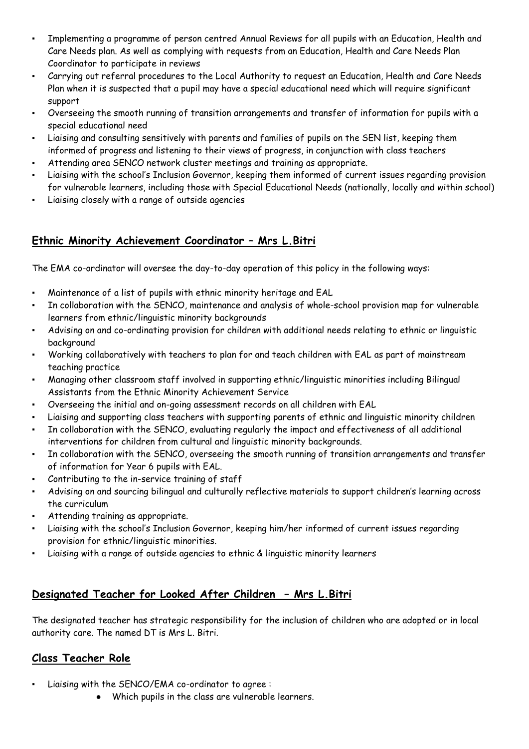- Implementing a programme of person centred Annual Reviews for all pupils with an Education, Health and Care Needs plan. As well as complying with requests from an Education, Health and Care Needs Plan Coordinator to participate in reviews
- Carrying out referral procedures to the Local Authority to request an Education, Health and Care Needs Plan when it is suspected that a pupil may have a special educational need which will require significant support
- Overseeing the smooth running of transition arrangements and transfer of information for pupils with a special educational need
- Liaising and consulting sensitively with parents and families of pupils on the SEN list, keeping them informed of progress and listening to their views of progress, in conjunction with class teachers
- Attending area SENCO network cluster meetings and training as appropriate.
- Liaising with the school's Inclusion Governor, keeping them informed of current issues regarding provision for vulnerable learners, including those with Special Educational Needs (nationally, locally and within school)
- Liaising closely with a range of outside agencies

## **Ethnic Minority Achievement Coordinator – Mrs L.Bitri**

The EMA co-ordinator will oversee the day-to-day operation of this policy in the following ways:

- Maintenance of a list of pupils with ethnic minority heritage and EAL
- In collaboration with the SENCO, maintenance and analysis of whole-school provision map for vulnerable learners from ethnic/linguistic minority backgrounds
- Advising on and co-ordinating provision for children with additional needs relating to ethnic or linguistic background
- Working collaboratively with teachers to plan for and teach children with EAL as part of mainstream teaching practice
- Managing other classroom staff involved in supporting ethnic/linguistic minorities including Bilingual Assistants from the Ethnic Minority Achievement Service
- Overseeing the initial and on-going assessment records on all children with EAL
- Liaising and supporting class teachers with supporting parents of ethnic and linguistic minority children
- In collaboration with the SENCO, evaluating regularly the impact and effectiveness of all additional interventions for children from cultural and linguistic minority backgrounds.
- In collaboration with the SENCO, overseeing the smooth running of transition arrangements and transfer of information for Year 6 pupils with EAL.
- Contributing to the in-service training of staff
- Advising on and sourcing bilingual and culturally reflective materials to support children's learning across the curriculum
- Attending training as appropriate.
- Liaising with the school's Inclusion Governor, keeping him/her informed of current issues regarding provision for ethnic/linguistic minorities.
- Liaising with a range of outside agencies to ethnic & linguistic minority learners

## **Designated Teacher for Looked After Children – Mrs L.Bitri**

The designated teacher has strategic responsibility for the inclusion of children who are adopted or in local authority care. The named DT is Mrs L. Bitri.

## **Class Teacher Role**

- Liaising with the SENCO/EMA co-ordinator to agree :
  - Which pupils in the class are vulnerable learners.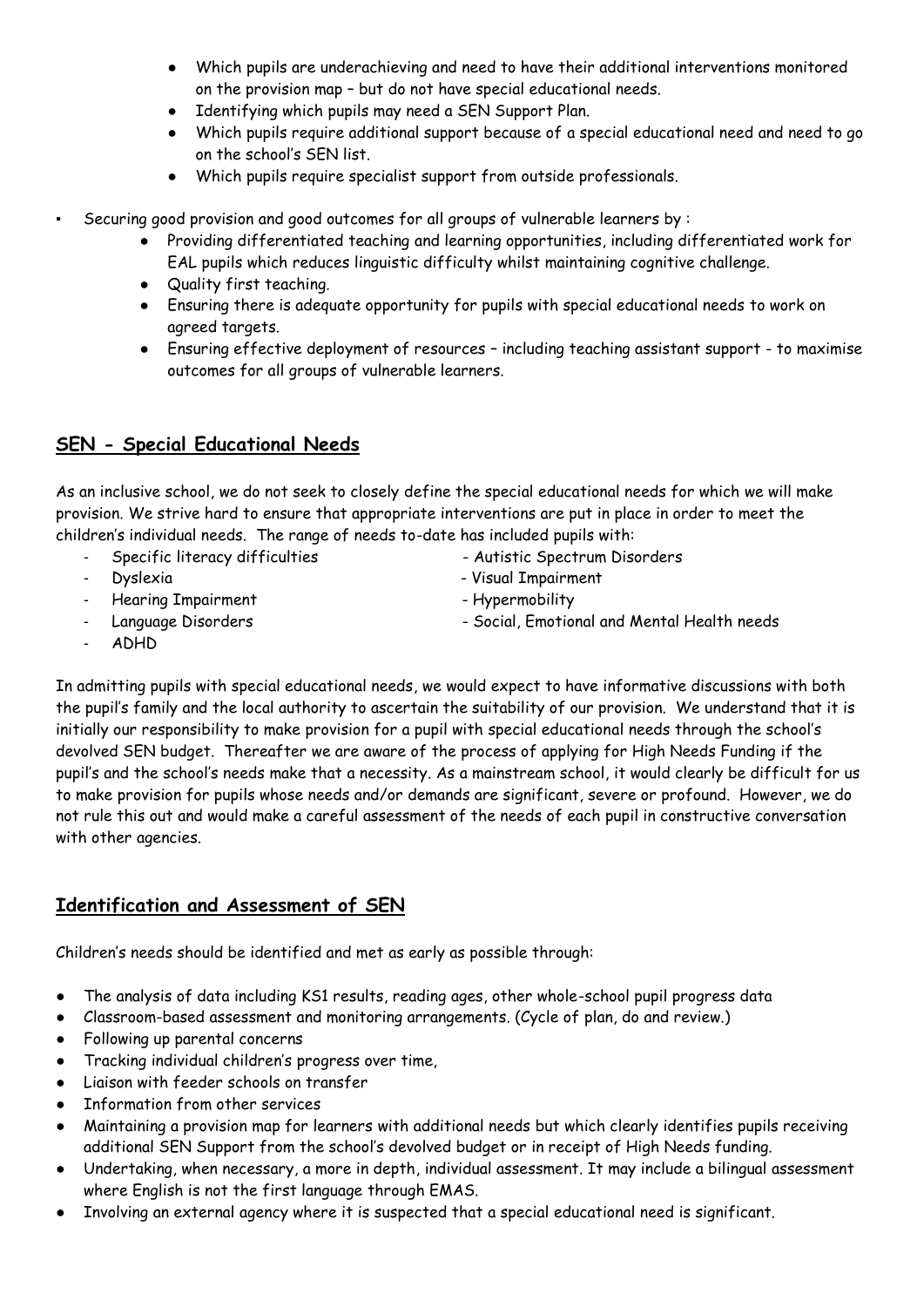- Which pupils are underachieving and need to have their additional interventions monitored on the provision map – but do not have special educational needs.
- Identifying which pupils may need a SEN Support Plan.
- Which pupils require additional support because of a special educational need and need to go on the school's SEN list.
- Which pupils require specialist support from outside professionals.

▪ Securing good provision and good outcomes for all groups of vulnerable learners by :
  - Providing differentiated teaching and learning opportunities, including differentiated work for EAL pupils which reduces linguistic difficulty whilst maintaining cognitive challenge.
  - Quality first teaching.
  - Ensuring there is adequate opportunity for pupils with special educational needs to work on agreed targets.
  - Ensuring effective deployment of resources – including teaching assistant support - to maximise outcomes for all groups of vulnerable learners.

## SEN - Special Educational Needs

As an inclusive school, we do not seek to closely define the special educational needs for which we will make provision. We strive hard to ensure that appropriate interventions are put in place in order to meet the children's individual needs. The range of needs to-date has included pupils with:

- Specific literacy difficulties
- Dyslexia
- Hearing Impairment
- Language Disorders
- ADHD
- Autistic Spectrum Disorders
- Visual Impairment
- Hypermobility
- Social, Emotional and Mental Health needs

In admitting pupils with special educational needs, we would expect to have informative discussions with both the pupil's family and the local authority to ascertain the suitability of our provision. We understand that it is initially our responsibility to make provision for a pupil with special educational needs through the school's devolved SEN budget. Thereafter we are aware of the process of applying for High Needs Funding if the pupil's and the school's needs make that a necessity. As a mainstream school, it would clearly be difficult for us to make provision for pupils whose needs and/or demands are significant, severe or profound. However, we do not rule this out and would make a careful assessment of the needs of each pupil in constructive conversation with other agencies.

## Identification and Assessment of SEN

Children's needs should be identified and met as early as possible through:

- The analysis of data including KS1 results, reading ages, other whole-school pupil progress data
- Classroom-based assessment and monitoring arrangements. (Cycle of plan, do and review.)
- Following up parental concerns
- Tracking individual children's progress over time,
- Liaison with feeder schools on transfer
- Information from other services
- Maintaining a provision map for learners with additional needs but which clearly identifies pupils receiving additional SEN Support from the school's devolved budget or in receipt of High Needs funding.
- Undertaking, when necessary, a more in depth, individual assessment. It may include a bilingual assessment where English is not the first language through EMAS.
- Involving an external agency where it is suspected that a special educational need is significant.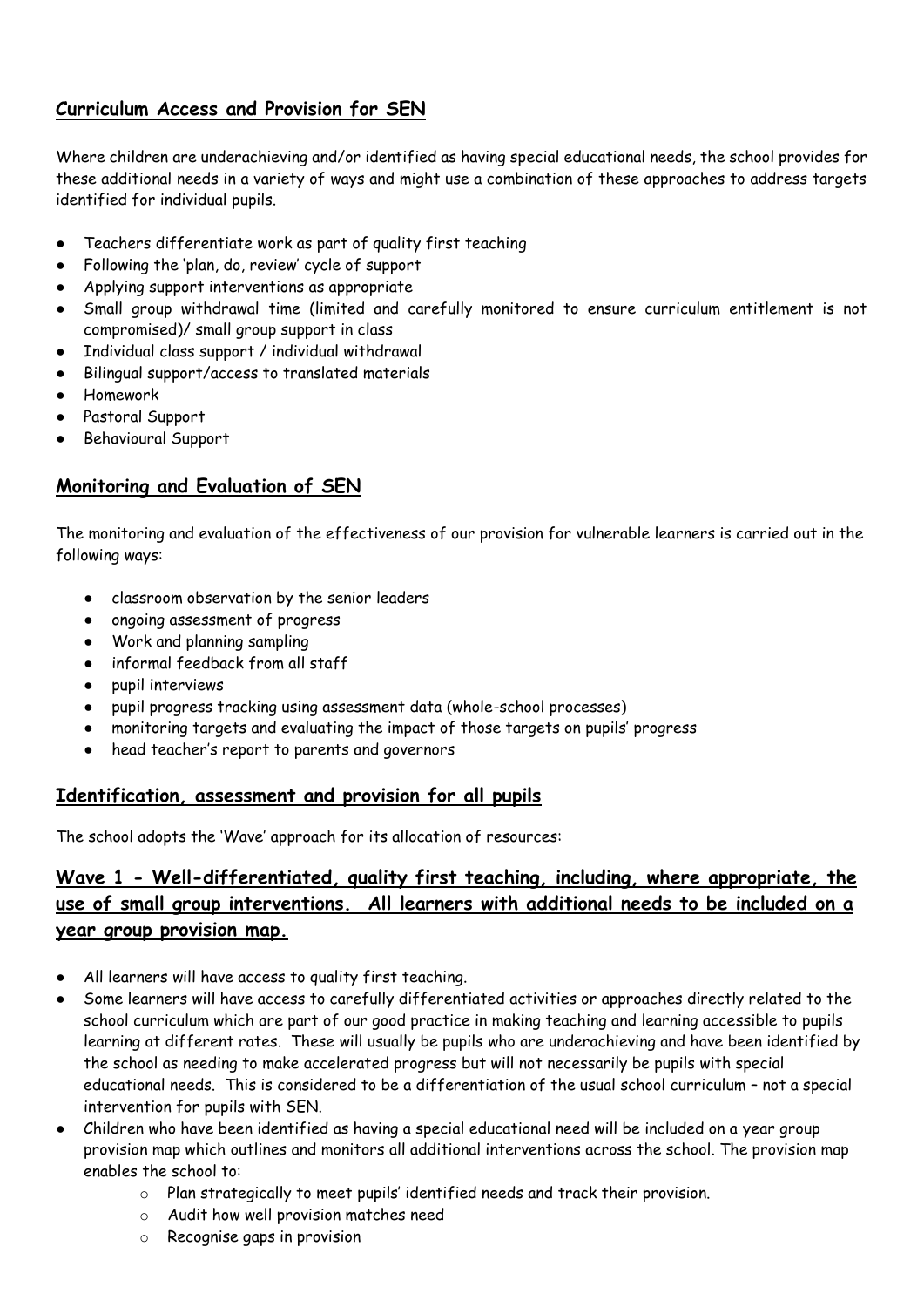## Curriculum Access and Provision for SEN

Where children are underachieving and/or identified as having special educational needs, the school provides for these additional needs in a variety of ways and might use a combination of these approaches to address targets identified for individual pupils.

- Teachers differentiate work as part of quality first teaching
- Following the 'plan, do, review' cycle of support
- Applying support interventions as appropriate
- Small group withdrawal time (limited and carefully monitored to ensure curriculum entitlement is not compromised)/ small group support in class
- Individual class support / individual withdrawal
- Bilingual support/access to translated materials
- Homework
- Pastoral Support
- Behavioural Support

## Monitoring and Evaluation of SEN

The monitoring and evaluation of the effectiveness of our provision for vulnerable learners is carried out in the following ways:

- classroom observation by the senior leaders
- ongoing assessment of progress
- Work and planning sampling
- informal feedback from all staff
- pupil interviews
- pupil progress tracking using assessment data (whole-school processes)
- monitoring targets and evaluating the impact of those targets on pupils' progress
- head teacher's report to parents and governors

## Identification, assessment and provision for all pupils

The school adopts the 'Wave' approach for its allocation of resources:

## Wave 1 - Well-differentiated, quality first teaching, including, where appropriate, the use of small group interventions. All learners with additional needs to be included on a year group provision map.

- All learners will have access to quality first teaching.
- Some learners will have access to carefully differentiated activities or approaches directly related to the school curriculum which are part of our good practice in making teaching and learning accessible to pupils learning at different rates. These will usually be pupils who are underachieving and have been identified by the school as needing to make accelerated progress but will not necessarily be pupils with special educational needs. This is considered to be a differentiation of the usual school curriculum – not a special intervention for pupils with SEN.
- Children who have been identified as having a special educational need will be included on a year group provision map which outlines and monitors all additional interventions across the school. The provision map enables the school to:
    - Plan strategically to meet pupils' identified needs and track their provision.
    - Audit how well provision matches need
    - Recognise gaps in provision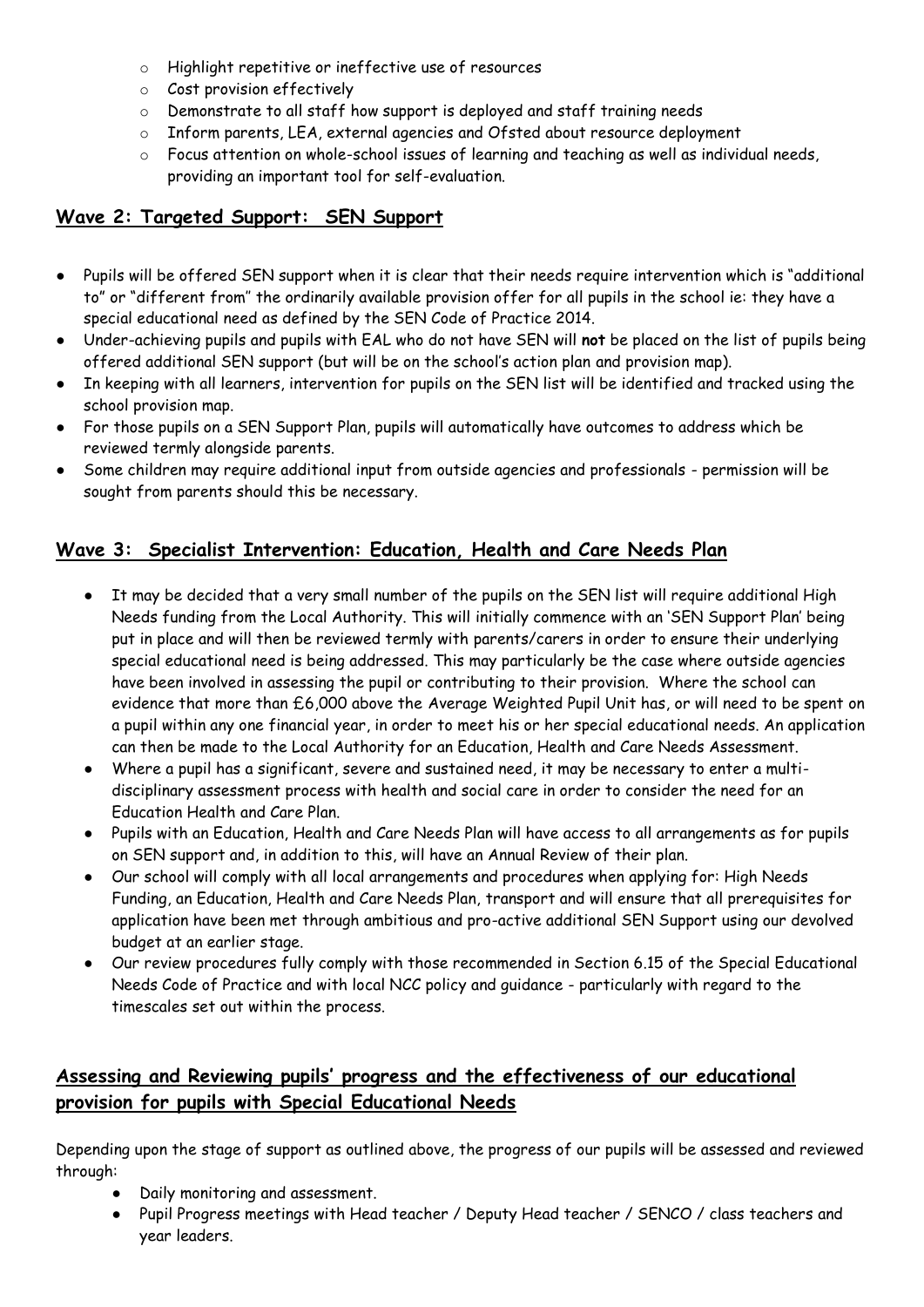- Highlight repetitive or ineffective use of resources
    - Cost provision effectively
    - Demonstrate to all staff how support is deployed and staff training needs
    - Inform parents, LEA, external agencies and Ofsted about resource deployment
    - Focus attention on whole-school issues of learning and teaching as well as individual needs, providing an important tool for self-evaluation.

## Wave 2: Targeted Support: SEN Support

- Pupils will be offered SEN support when it is clear that their needs require intervention which is "additional to" or "different from" the ordinarily available provision offer for all pupils in the school ie: they have a special educational need as defined by the SEN Code of Practice 2014.
- Under-achieving pupils and pupils with EAL who do not have SEN will **not** be placed on the list of pupils being offered additional SEN support (but will be on the school's action plan and provision map).
- In keeping with all learners, intervention for pupils on the SEN list will be identified and tracked using the school provision map.
- For those pupils on a SEN Support Plan, pupils will automatically have outcomes to address which be reviewed termly alongside parents.
- Some children may require additional input from outside agencies and professionals - permission will be sought from parents should this be necessary.

## Wave 3: Specialist Intervention: Education, Health and Care Needs Plan

- It may be decided that a very small number of the pupils on the SEN list will require additional High Needs funding from the Local Authority. This will initially commence with an 'SEN Support Plan' being put in place and will then be reviewed termly with parents/carers in order to ensure their underlying special educational need is being addressed. This may particularly be the case where outside agencies have been involved in assessing the pupil or contributing to their provision. Where the school can evidence that more than £6,000 above the Average Weighted Pupil Unit has, or will need to be spent on a pupil within any one financial year, in order to meet his or her special educational needs. An application can then be made to the Local Authority for an Education, Health and Care Needs Assessment.
- Where a pupil has a significant, severe and sustained need, it may be necessary to enter a multi-disciplinary assessment process with health and social care in order to consider the need for an Education Health and Care Plan.
- Pupils with an Education, Health and Care Needs Plan will have access to all arrangements as for pupils on SEN support and, in addition to this, will have an Annual Review of their plan.
- Our school will comply with all local arrangements and procedures when applying for: High Needs Funding, an Education, Health and Care Needs Plan, transport and will ensure that all prerequisites for application have been met through ambitious and pro-active additional SEN Support using our devolved budget at an earlier stage.
- Our review procedures fully comply with those recommended in Section 6.15 of the Special Educational Needs Code of Practice and with local NCC policy and guidance - particularly with regard to the timescales set out within the process.

## Assessing and Reviewing pupils' progress and the effectiveness of our educational provision for pupils with Special Educational Needs

Depending upon the stage of support as outlined above, the progress of our pupils will be assessed and reviewed through:

- Daily monitoring and assessment.
- Pupil Progress meetings with Head teacher / Deputy Head teacher / SENCO / class teachers and year leaders.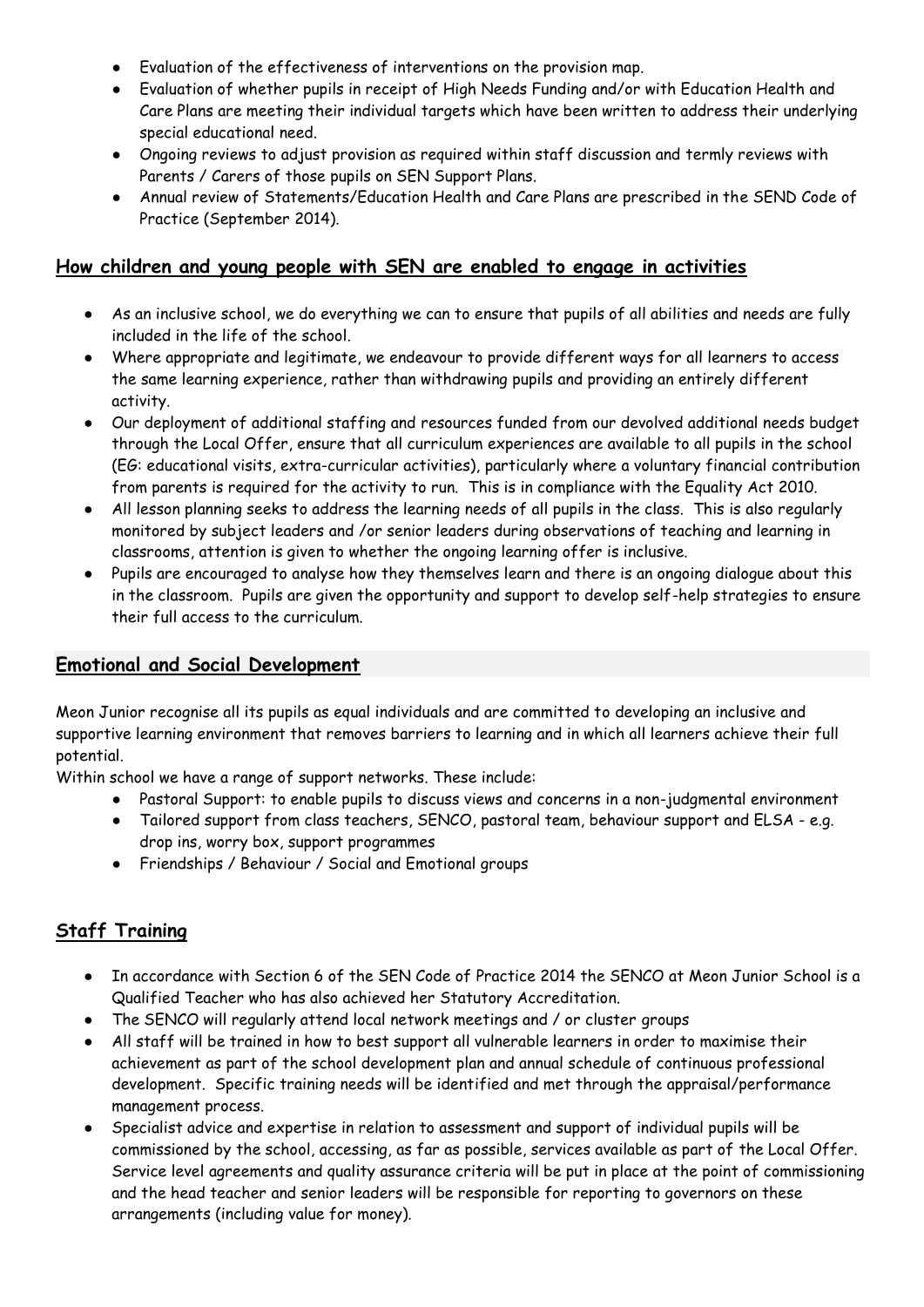- Evaluation of the effectiveness of interventions on the provision map.
- Evaluation of whether pupils in receipt of High Needs Funding and/or with Education Health and Care Plans are meeting their individual targets which have been written to address their underlying special educational need.
- Ongoing reviews to adjust provision as required within staff discussion and termly reviews with Parents / Carers of those pupils on SEN Support Plans.
- Annual review of Statements/Education Health and Care Plans are prescribed in the SEND Code of Practice (September 2014).

## How children and young people with SEN are enabled to engage in activities

- As an inclusive school, we do everything we can to ensure that pupils of all abilities and needs are fully included in the life of the school.
- Where appropriate and legitimate, we endeavour to provide different ways for all learners to access the same learning experience, rather than withdrawing pupils and providing an entirely different activity.
- Our deployment of additional staffing and resources funded from our devolved additional needs budget through the Local Offer, ensure that all curriculum experiences are available to all pupils in the school (EG: educational visits, extra-curricular activities), particularly where a voluntary financial contribution from parents is required for the activity to run. This is in compliance with the Equality Act 2010.
- All lesson planning seeks to address the learning needs of all pupils in the class. This is also regularly monitored by subject leaders and /or senior leaders during observations of teaching and learning in classrooms, attention is given to whether the ongoing learning offer is inclusive.
- Pupils are encouraged to analyse how they themselves learn and there is an ongoing dialogue about this in the classroom. Pupils are given the opportunity and support to develop self-help strategies to ensure their full access to the curriculum.

## Emotional and Social Development

Meon Junior recognise all its pupils as equal individuals and are committed to developing an inclusive and supportive learning environment that removes barriers to learning and in which all learners achieve their full potential.

Within school we have a range of support networks. These include:

- Pastoral Support: to enable pupils to discuss views and concerns in a non-judgmental environment
- Tailored support from class teachers, SENCO, pastoral team, behaviour support and ELSA - e.g. drop ins, worry box, support programmes
- Friendships / Behaviour / Social and Emotional groups

## Staff Training

- In accordance with Section 6 of the SEN Code of Practice 2014 the SENCO at Meon Junior School is a Qualified Teacher who has also achieved her Statutory Accreditation.
- The SENCO will regularly attend local network meetings and / or cluster groups
- All staff will be trained in how to best support all vulnerable learners in order to maximise their achievement as part of the school development plan and annual schedule of continuous professional development. Specific training needs will be identified and met through the appraisal/performance management process.
- Specialist advice and expertise in relation to assessment and support of individual pupils will be commissioned by the school, accessing, as far as possible, services available as part of the Local Offer. Service level agreements and quality assurance criteria will be put in place at the point of commissioning and the head teacher and senior leaders will be responsible for reporting to governors on these arrangements (including value for money).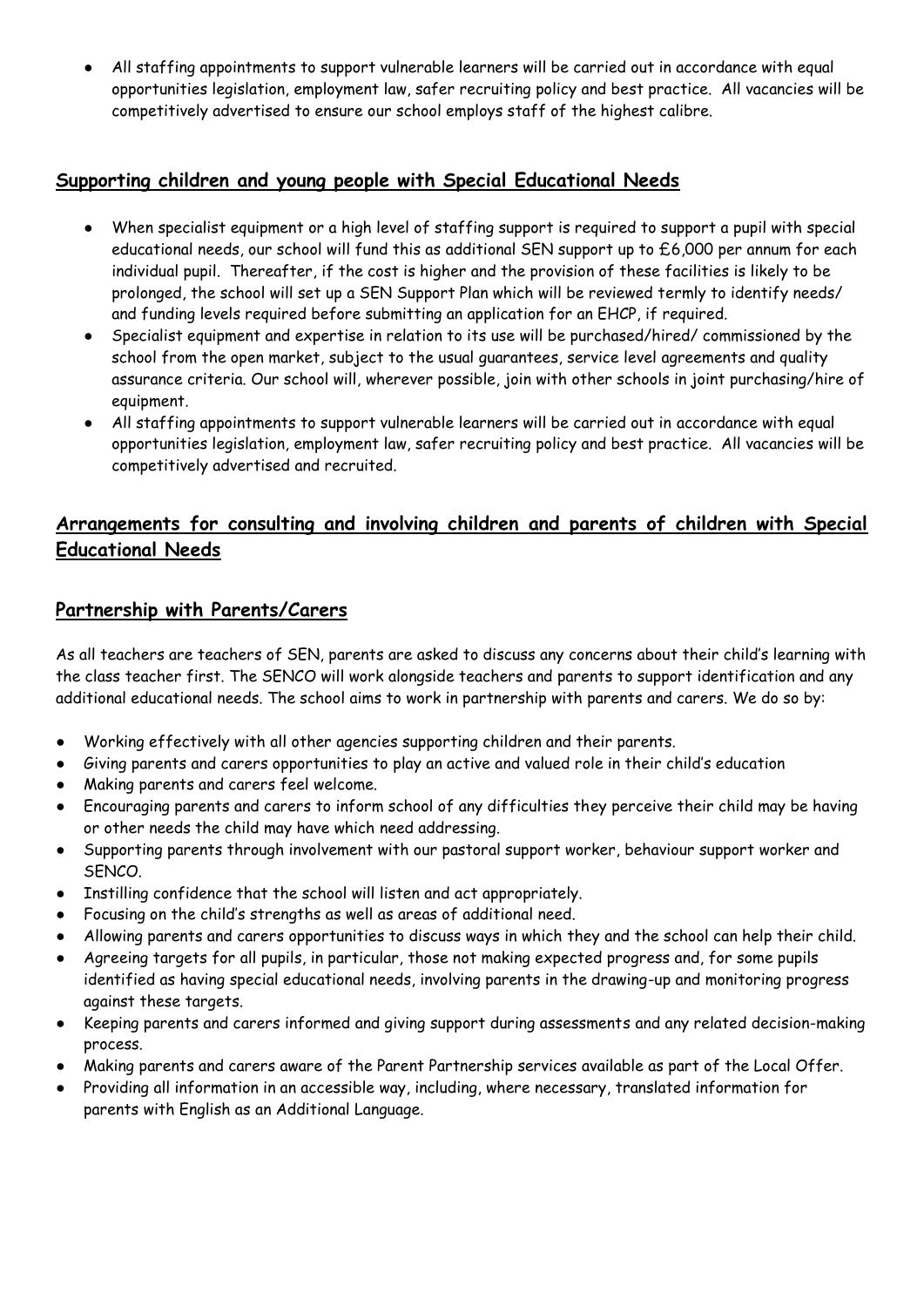- All staffing appointments to support vulnerable learners will be carried out in accordance with equal opportunities legislation, employment law, safer recruiting policy and best practice. All vacancies will be competitively advertised to ensure our school employs staff of the highest calibre.

## Supporting children and young people with Special Educational Needs

- When specialist equipment or a high level of staffing support is required to support a pupil with special educational needs, our school will fund this as additional SEN support up to £6,000 per annum for each individual pupil. Thereafter, if the cost is higher and the provision of these facilities is likely to be prolonged, the school will set up a SEN Support Plan which will be reviewed termly to identify needs/ and funding levels required before submitting an application for an EHCP, if required.
- Specialist equipment and expertise in relation to its use will be purchased/hired/ commissioned by the school from the open market, subject to the usual guarantees, service level agreements and quality assurance criteria. Our school will, wherever possible, join with other schools in joint purchasing/hire of equipment.
- All staffing appointments to support vulnerable learners will be carried out in accordance with equal opportunities legislation, employment law, safer recruiting policy and best practice. All vacancies will be competitively advertised and recruited.

## Arrangements for consulting and involving children and parents of children with Special Educational Needs

## Partnership with Parents/Carers

As all teachers are teachers of SEN, parents are asked to discuss any concerns about their child's learning with the class teacher first. The SENCO will work alongside teachers and parents to support identification and any additional educational needs. The school aims to work in partnership with parents and carers. We do so by:

- Working effectively with all other agencies supporting children and their parents.
- Giving parents and carers opportunities to play an active and valued role in their child's education
- Making parents and carers feel welcome.
- Encouraging parents and carers to inform school of any difficulties they perceive their child may be having or other needs the child may have which need addressing.
- Supporting parents through involvement with our pastoral support worker, behaviour support worker and SENCO.
- Instilling confidence that the school will listen and act appropriately.
- Focusing on the child's strengths as well as areas of additional need.
- Allowing parents and carers opportunities to discuss ways in which they and the school can help their child.
- Agreeing targets for all pupils, in particular, those not making expected progress and, for some pupils identified as having special educational needs, involving parents in the drawing-up and monitoring progress against these targets.
- Keeping parents and carers informed and giving support during assessments and any related decision-making process.
- Making parents and carers aware of the Parent Partnership services available as part of the Local Offer.
- Providing all information in an accessible way, including, where necessary, translated information for parents with English as an Additional Language.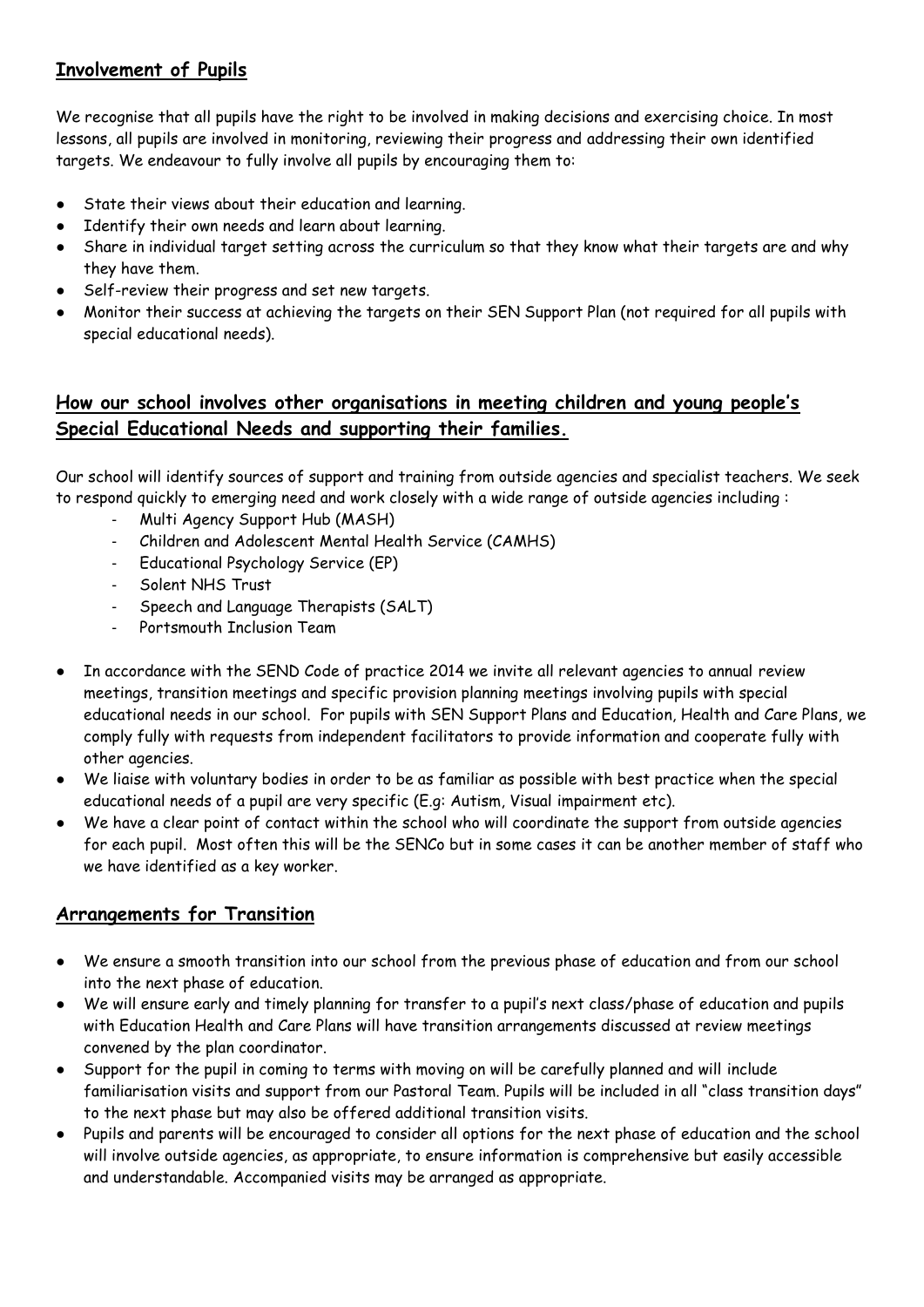## Involvement of Pupils

We recognise that all pupils have the right to be involved in making decisions and exercising choice. In most lessons, all pupils are involved in monitoring, reviewing their progress and addressing their own identified targets. We endeavour to fully involve all pupils by encouraging them to:

- State their views about their education and learning.
- Identify their own needs and learn about learning.
- Share in individual target setting across the curriculum so that they know what their targets are and why they have them.
- Self-review their progress and set new targets.
- Monitor their success at achieving the targets on their SEN Support Plan (not required for all pupils with special educational needs).

## How our school involves other organisations in meeting children and young people's Special Educational Needs and supporting their families.

Our school will identify sources of support and training from outside agencies and specialist teachers. We seek to respond quickly to emerging need and work closely with a wide range of outside agencies including :

- Multi Agency Support Hub (MASH)
- Children and Adolescent Mental Health Service (CAMHS)
- Educational Psychology Service (EP)
- Solent NHS Trust
- Speech and Language Therapists (SALT)
- Portsmouth Inclusion Team

- In accordance with the SEND Code of practice 2014 we invite all relevant agencies to annual review meetings, transition meetings and specific provision planning meetings involving pupils with special educational needs in our school. For pupils with SEN Support Plans and Education, Health and Care Plans, we comply fully with requests from independent facilitators to provide information and cooperate fully with other agencies.
- We liaise with voluntary bodies in order to be as familiar as possible with best practice when the special educational needs of a pupil are very specific (E.g: Autism, Visual impairment etc).
- We have a clear point of contact within the school who will coordinate the support from outside agencies for each pupil. Most often this will be the SENCo but in some cases it can be another member of staff who we have identified as a key worker.

## Arrangements for Transition

- We ensure a smooth transition into our school from the previous phase of education and from our school into the next phase of education.
- We will ensure early and timely planning for transfer to a pupil's next class/phase of education and pupils with Education Health and Care Plans will have transition arrangements discussed at review meetings convened by the plan coordinator.
- Support for the pupil in coming to terms with moving on will be carefully planned and will include familiarisation visits and support from our Pastoral Team. Pupils will be included in all "class transition days" to the next phase but may also be offered additional transition visits.
- Pupils and parents will be encouraged to consider all options for the next phase of education and the school will involve outside agencies, as appropriate, to ensure information is comprehensive but easily accessible and understandable. Accompanied visits may be arranged as appropriate.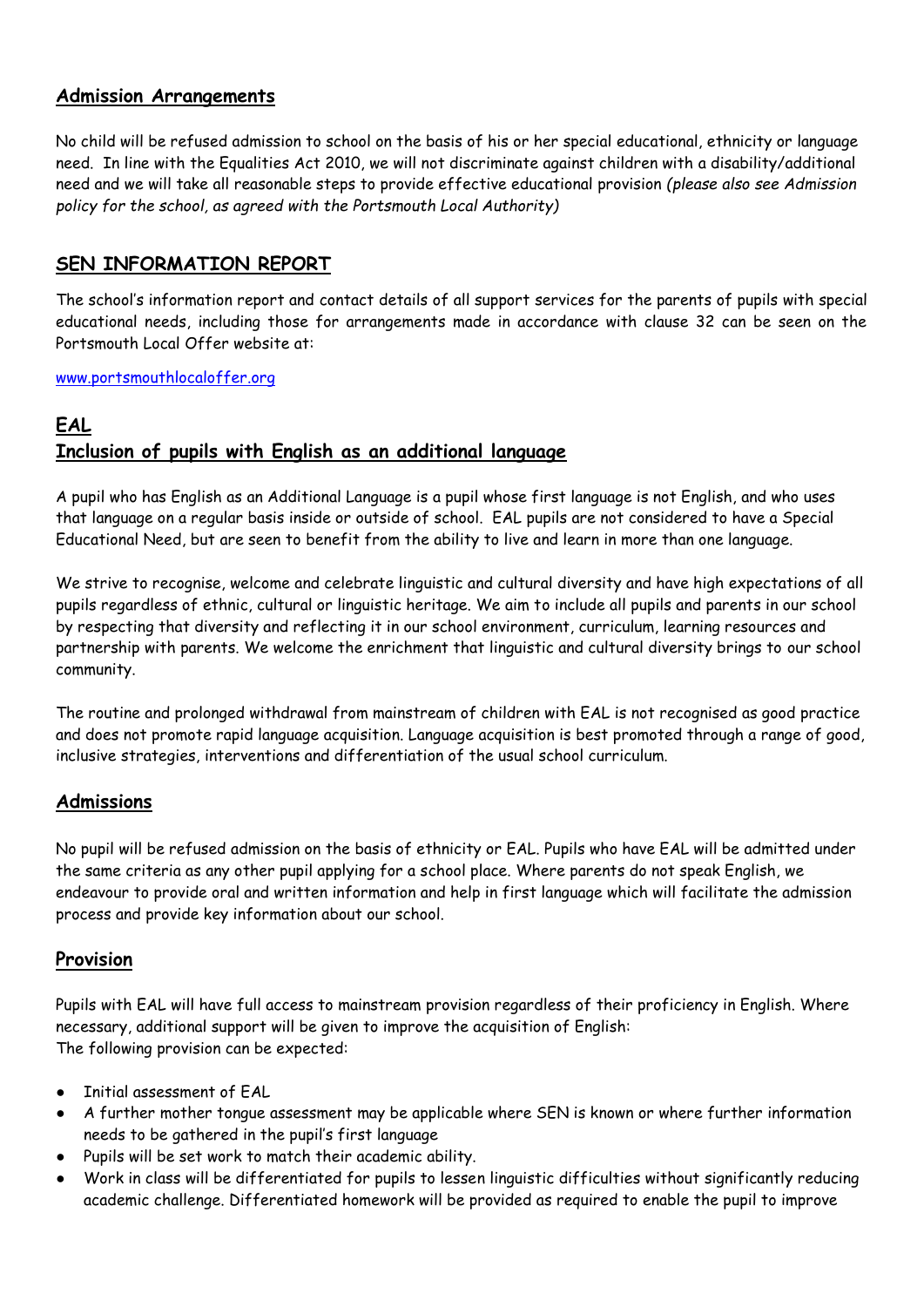## **Admission Arrangements**

No child will be refused admission to school on the basis of his or her special educational, ethnicity or language need. In line with the Equalities Act 2010, we will not discriminate against children with a disability/additional need and we will take all reasonable steps to provide effective educational provision *(please also see Admission policy for the school, as agreed with the Portsmouth Local Authority)*

## **SEN INFORMATION REPORT**

The school's information report and contact details of all support services for the parents of pupils with special educational needs, including those for arrangements made in accordance with clause 32 can be seen on the Portsmouth Local Offer website at:

www.portsmouthlocaloffer.org

## **EAL**
## **Inclusion of pupils with English as an additional language**

A pupil who has English as an Additional Language is a pupil whose first language is not English, and who uses that language on a regular basis inside or outside of school. EAL pupils are not considered to have a Special Educational Need, but are seen to benefit from the ability to live and learn in more than one language.

We strive to recognise, welcome and celebrate linguistic and cultural diversity and have high expectations of all pupils regardless of ethnic, cultural or linguistic heritage. We aim to include all pupils and parents in our school by respecting that diversity and reflecting it in our school environment, curriculum, learning resources and partnership with parents. We welcome the enrichment that linguistic and cultural diversity brings to our school community.

The routine and prolonged withdrawal from mainstream of children with EAL is not recognised as good practice and does not promote rapid language acquisition. Language acquisition is best promoted through a range of good, inclusive strategies, interventions and differentiation of the usual school curriculum.

## **Admissions**

No pupil will be refused admission on the basis of ethnicity or EAL. Pupils who have EAL will be admitted under the same criteria as any other pupil applying for a school place. Where parents do not speak English, we endeavour to provide oral and written information and help in first language which will facilitate the admission process and provide key information about our school.

## **Provision**

Pupils with EAL will have full access to mainstream provision regardless of their proficiency in English. Where necessary, additional support will be given to improve the acquisition of English:
The following provision can be expected:

- Initial assessment of EAL
- A further mother tongue assessment may be applicable where SEN is known or where further information needs to be gathered in the pupil's first language
- Pupils will be set work to match their academic ability.
- Work in class will be differentiated for pupils to lessen linguistic difficulties without significantly reducing academic challenge. Differentiated homework will be provided as required to enable the pupil to improve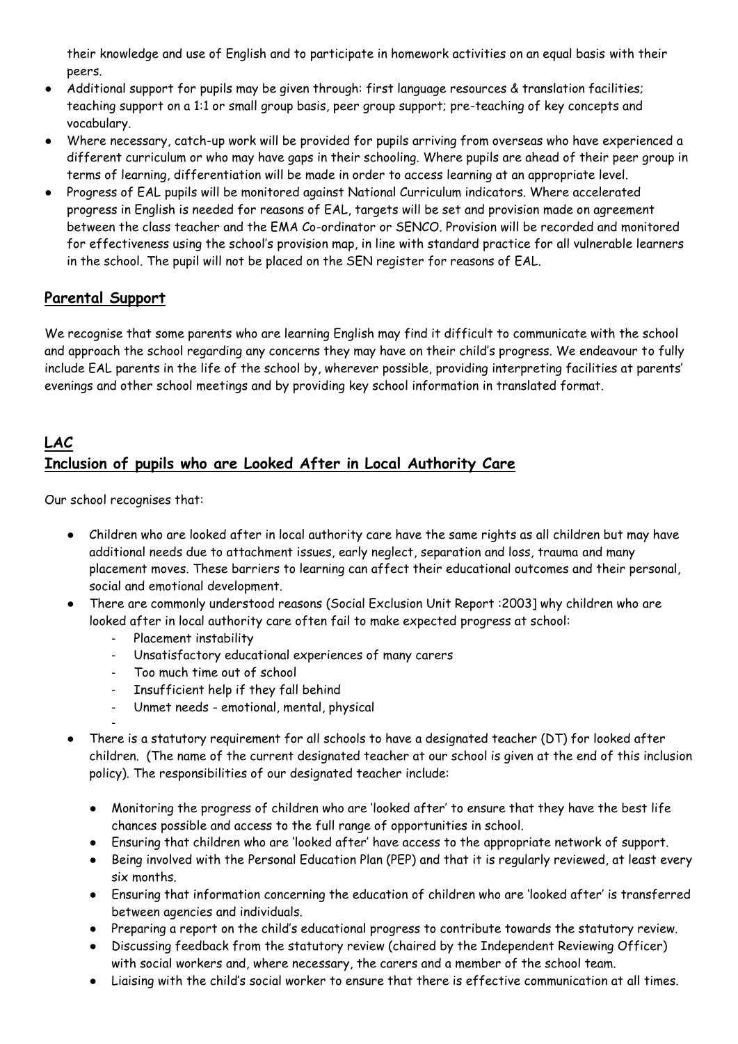their knowledge and use of English and to participate in homework activities on an equal basis with their peers.

- Additional support for pupils may be given through: first language resources & translation facilities; teaching support on a 1:1 or small group basis, peer group support; pre-teaching of key concepts and vocabulary.
- Where necessary, catch-up work will be provided for pupils arriving from overseas who have experienced a different curriculum or who may have gaps in their schooling. Where pupils are ahead of their peer group in terms of learning, differentiation will be made in order to access learning at an appropriate level.
- Progress of EAL pupils will be monitored against National Curriculum indicators. Where accelerated progress in English is needed for reasons of EAL, targets will be set and provision made on agreement between the class teacher and the EMA Co-ordinator or SENCO. Provision will be recorded and monitored for effectiveness using the school's provision map, in line with standard practice for all vulnerable learners in the school. The pupil will not be placed on the SEN register for reasons of EAL.

## **Parental Support**

We recognise that some parents who are learning English may find it difficult to communicate with the school and approach the school regarding any concerns they may have on their child's progress. We endeavour to fully include EAL parents in the life of the school by, wherever possible, providing interpreting facilities at parents' evenings and other school meetings and by providing key school information in translated format.

## **LAC**
## **Inclusion of pupils who are Looked After in Local Authority Care**

Our school recognises that:

- Children who are looked after in local authority care have the same rights as all children but may have additional needs due to attachment issues, early neglect, separation and loss, trauma and many placement moves. These barriers to learning can affect their educational outcomes and their personal, social and emotional development.
- There are commonly understood reasons (Social Exclusion Unit Report :2003] why children who are looked after in local authority care often fail to make expected progress at school:
    - Placement instability
    - Unsatisfactory educational experiences of many carers
    - Too much time out of school
    - Insufficient help if they fall behind
    - Unmet needs - emotional, mental, physical
- There is a statutory requirement for all schools to have a designated teacher (DT) for looked after children. (The name of the current designated teacher at our school is given at the end of this inclusion policy). The responsibilities of our designated teacher include:
    - Monitoring the progress of children who are 'looked after' to ensure that they have the best life chances possible and access to the full range of opportunities in school.
    - Ensuring that children who are 'looked after' have access to the appropriate network of support.
    - Being involved with the Personal Education Plan (PEP) and that it is regularly reviewed, at least every six months.
    - Ensuring that information concerning the education of children who are 'looked after' is transferred between agencies and individuals.
    - Preparing a report on the child's educational progress to contribute towards the statutory review.
    - Discussing feedback from the statutory review (chaired by the Independent Reviewing Officer) with social workers and, where necessary, the carers and a member of the school team.
    - Liaising with the child's social worker to ensure that there is effective communication at all times.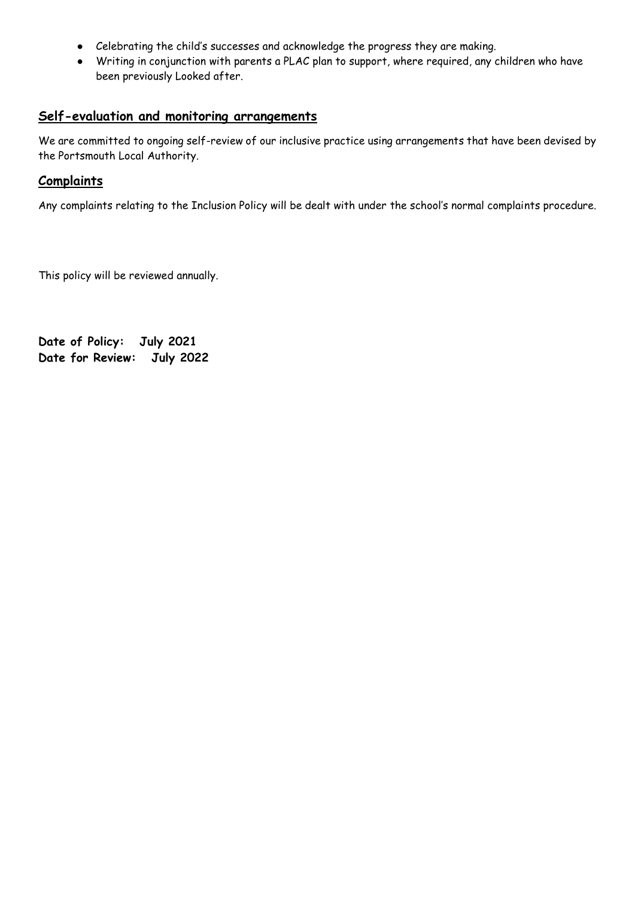- Celebrating the child's successes and acknowledge the progress they are making.
- Writing in conjunction with parents a PLAC plan to support, where required, any children who have been previously Looked after.

## Self-evaluation and monitoring arrangements

We are committed to ongoing self-review of our inclusive practice using arrangements that have been devised by the Portsmouth Local Authority.

## Complaints

Any complaints relating to the Inclusion Policy will be dealt with under the school's normal complaints procedure.

This policy will be reviewed annually.

**Date of Policy: July 2021**
**Date for Review: July 2022**